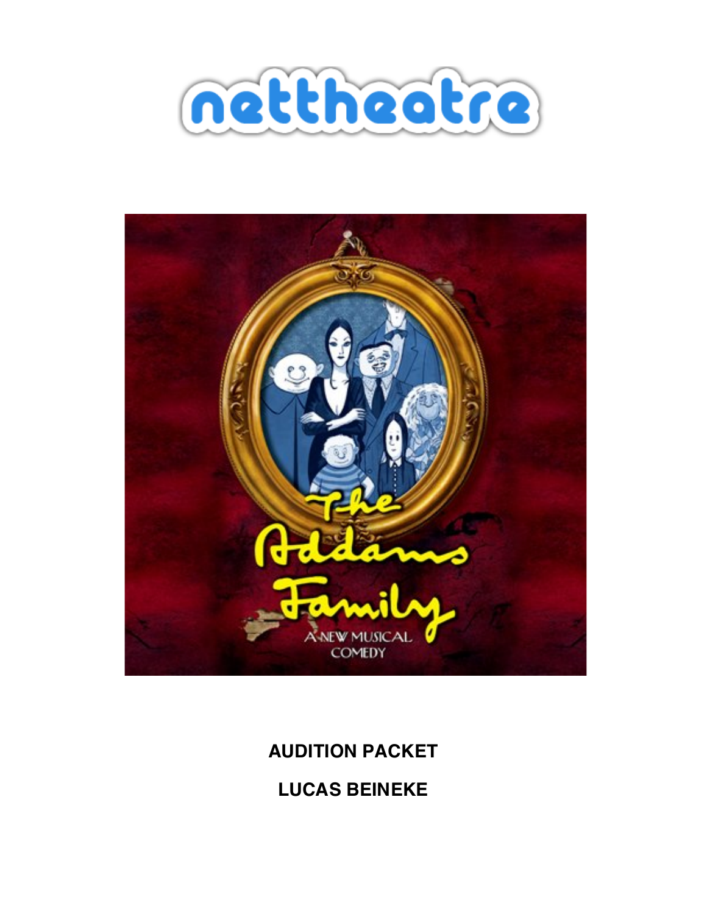**AUDITION PACKET**

**LUCAS BEINEKE**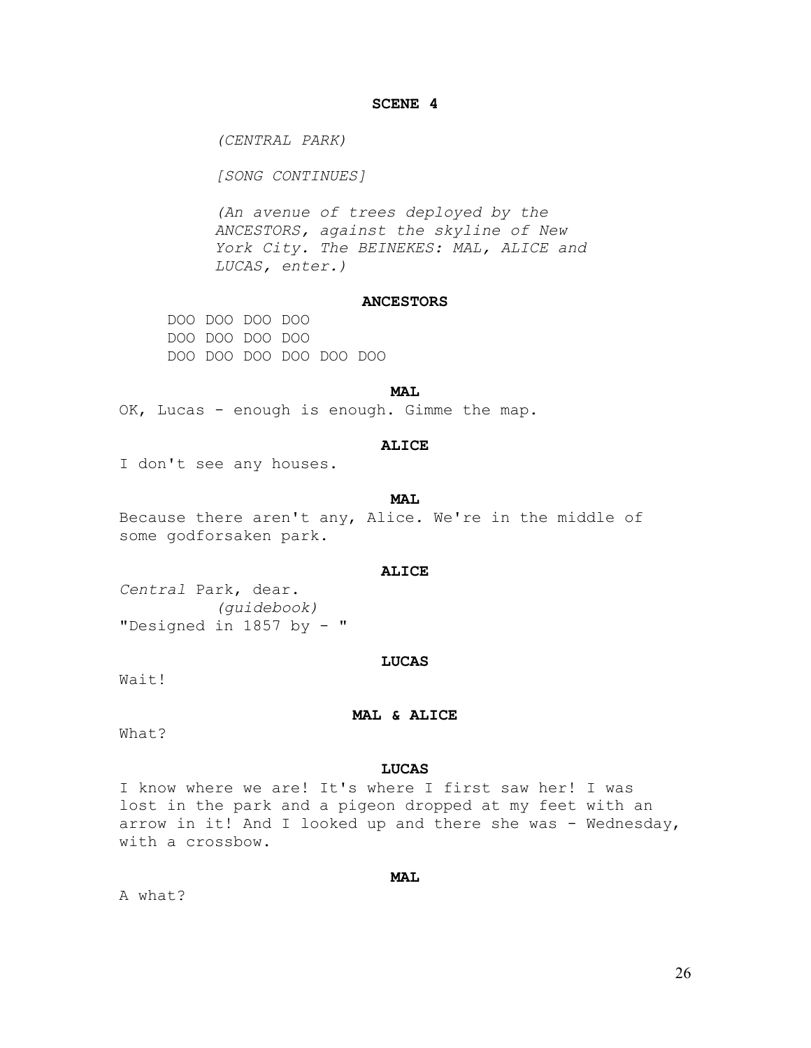**SCENE 4**

*(CENTRAL PARK)*

*[SONG CONTINUES]*

*(An avenue of trees deployed by the ANCESTORS, against the skyline of New York City. The BEINEKES: MAL, ALICE and LUCAS, enter.)*

**ANCESTORS**

DOO DOO DOO DOO
DOO DOO DOO DOO
DOO DOO DOO DOO DOO DOO

**MAL**

OK, Lucas - enough is enough. Gimme the map.

**ALICE**

I don't see any houses.

**MAL**

Because there aren't any, Alice. We're in the middle of some godforsaken park.

**ALICE**

*Central* Park, dear.
*(guidebook)*
"Designed in 1857 by - "

**LUCAS**

Wait!

**MAL & ALICE**

What?

**LUCAS**

I know where we are! It's where I first saw her! I was lost in the park and a pigeon dropped at my feet with an arrow in it! And I looked up and there she was - Wednesday, with a crossbow.

**MAL**

A what?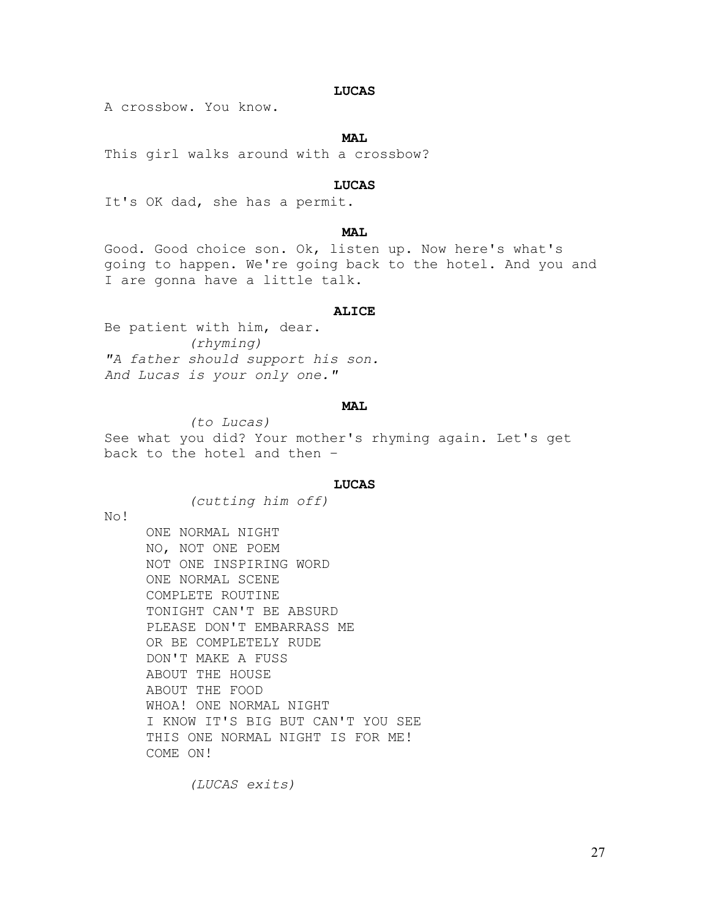**LUCAS**

A crossbow. You know.

**MAL**

This girl walks around with a crossbow?

**LUCAS**

It's OK dad, she has a permit.

**MAL**

Good. Good choice son. Ok, listen up. Now here's what's going to happen. We're going back to the hotel. And you and I are gonna have a little talk.

**ALICE**

Be patient with him, dear.

*(rhyming)*

*"A father should support his son.*
*And Lucas is your only one."*

**MAL**

*(to Lucas)*

See what you did? Your mother's rhyming again. Let's get back to the hotel and then –

**LUCAS**

*(cutting him off)*

No!

ONE NORMAL NIGHT
NO, NOT ONE POEM
NOT ONE INSPIRING WORD
ONE NORMAL SCENE
COMPLETE ROUTINE
TONIGHT CAN'T BE ABSURD
PLEASE DON'T EMBARRASS ME
OR BE COMPLETELY RUDE
DON'T MAKE A FUSS
ABOUT THE HOUSE
ABOUT THE FOOD
WHOA! ONE NORMAL NIGHT
I KNOW IT'S BIG BUT CAN'T YOU SEE
THIS ONE NORMAL NIGHT IS FOR ME!
COME ON!

*(LUCAS exits)*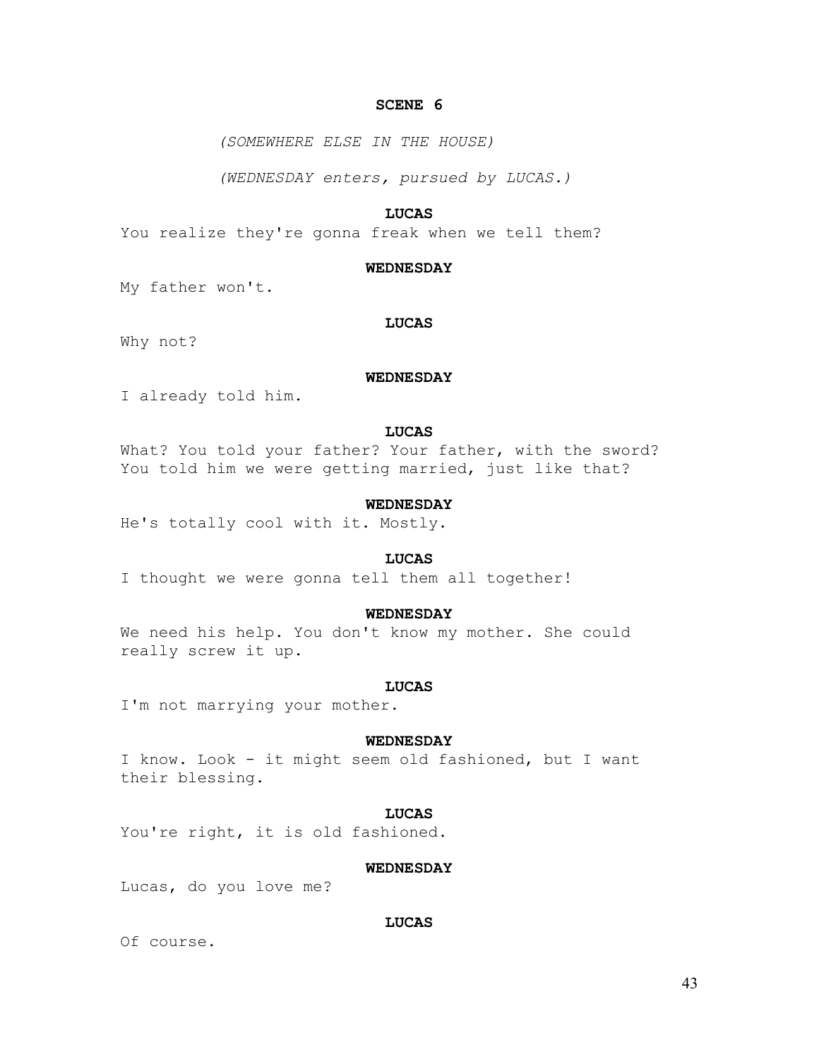**SCENE 6**

*(SOMEWHERE ELSE IN THE HOUSE)*

*(WEDNESDAY enters, pursued by LUCAS.)*

**LUCAS**

You realize they're gonna freak when we tell them?

**WEDNESDAY**

My father won't.

**LUCAS**

Why not?

**WEDNESDAY**

I already told him.

**LUCAS**

What? You told your father? Your father, with the sword? You told him we were getting married, just like that?

**WEDNESDAY**

He's totally cool with it. Mostly.

**LUCAS**

I thought we were gonna tell them all together!

**WEDNESDAY**

We need his help. You don't know my mother. She could really screw it up.

**LUCAS**

I'm not marrying your mother.

**WEDNESDAY**

I know. Look - it might seem old fashioned, but I want their blessing.

**LUCAS**

You're right, it is old fashioned.

**WEDNESDAY**

Lucas, do you love me?

**LUCAS**

Of course.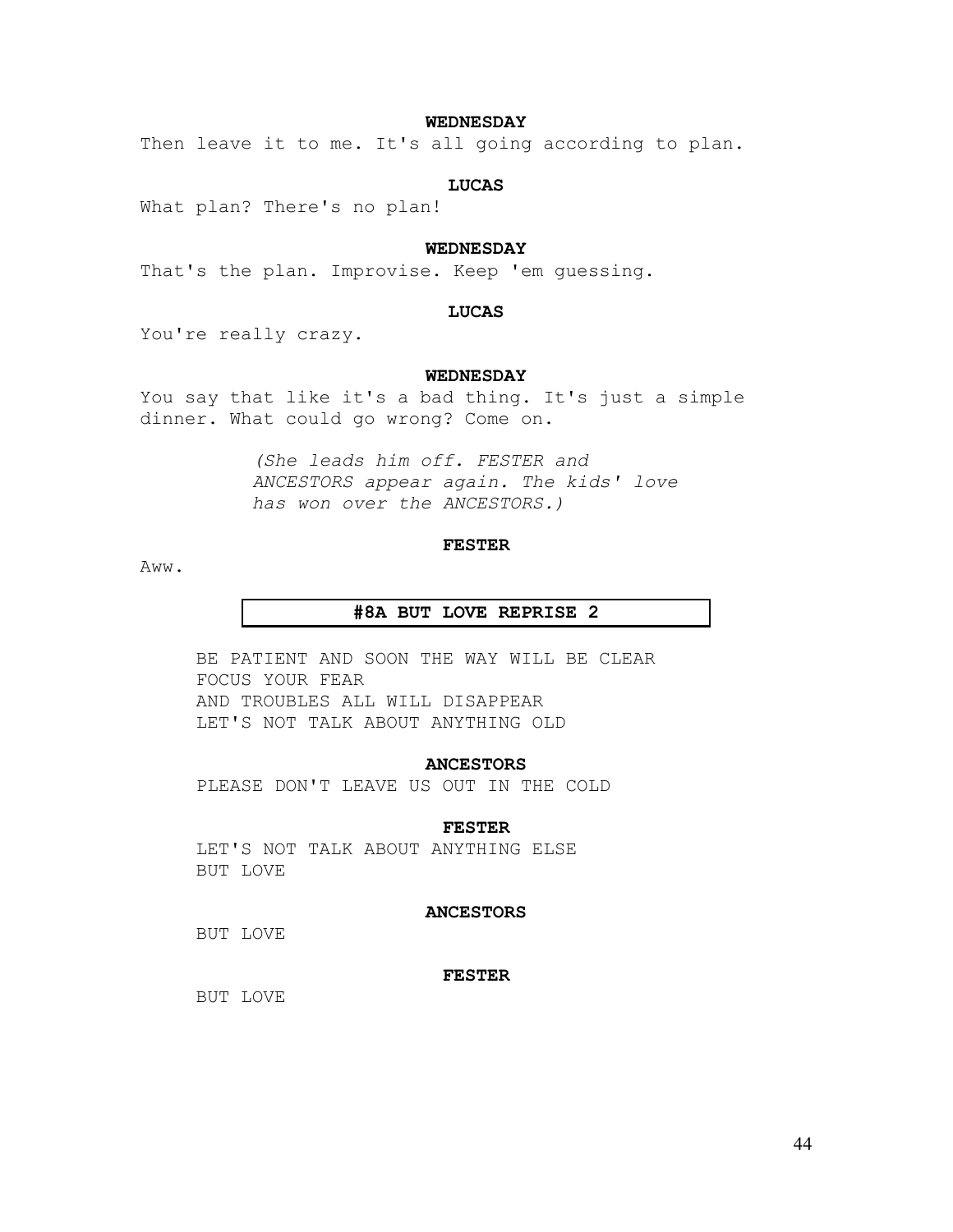**WEDNESDAY**

Then leave it to me. It's all going according to plan.

**LUCAS**

What plan? There's no plan!

**WEDNESDAY**

That's the plan. Improvise. Keep 'em guessing.

**LUCAS**

You're really crazy.

**WEDNESDAY**

You say that like it's a bad thing. It's just a simple dinner. What could go wrong? Come on.

*(She leads him off. FESTER and ANCESTORS appear again. The kids' love has won over the ANCESTORS.)*

**FESTER**

Aww.

**#8A BUT LOVE REPRISE 2**

BE PATIENT AND SOON THE WAY WILL BE CLEAR
FOCUS YOUR FEAR
AND TROUBLES ALL WILL DISAPPEAR
LET'S NOT TALK ABOUT ANYTHING OLD

**ANCESTORS**

PLEASE DON'T LEAVE US OUT IN THE COLD

**FESTER**

LET'S NOT TALK ABOUT ANYTHING ELSE
BUT LOVE

**ANCESTORS**

BUT LOVE

**FESTER**

BUT LOVE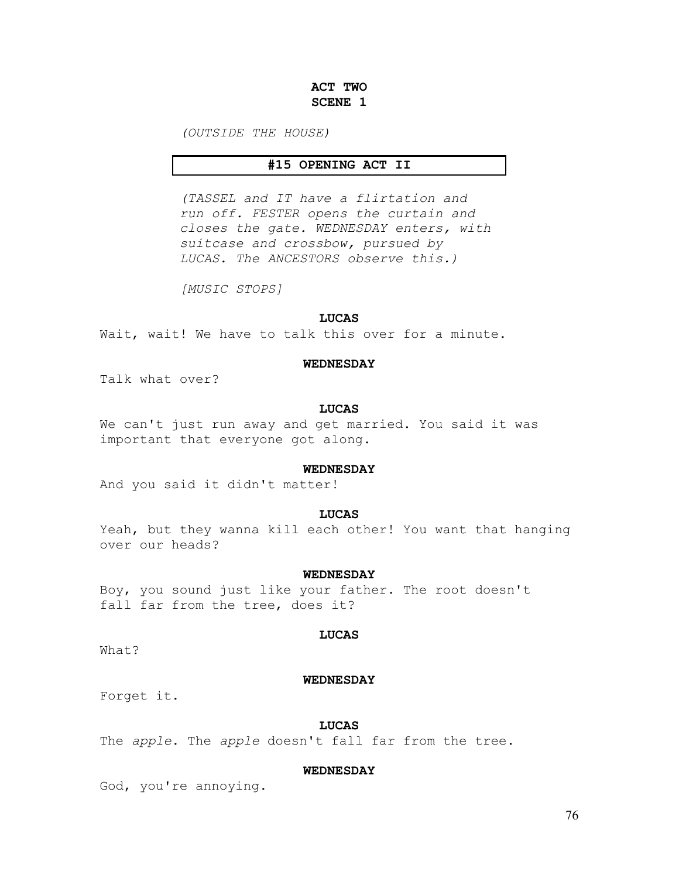**ACT TWO**
**SCENE 1**

*(OUTSIDE THE HOUSE)*

**#15 OPENING ACT II**

*(TASSEL and IT have a flirtation and run off. FESTER opens the curtain and closes the gate. WEDNESDAY enters, with suitcase and crossbow, pursued by LUCAS. The ANCESTORS observe this.)*

*[MUSIC STOPS]*

**LUCAS**

Wait, wait! We have to talk this over for a minute.

**WEDNESDAY**

Talk what over?

**LUCAS**

We can't just run away and get married. You said it was important that everyone got along.

**WEDNESDAY**

And you said it didn't matter!

**LUCAS**

Yeah, but they wanna kill each other! You want that hanging over our heads?

**WEDNESDAY**

Boy, you sound just like your father. The root doesn't fall far from the tree, does it?

**LUCAS**

What?

**WEDNESDAY**

Forget it.

**LUCAS**

The *apple*. The *apple* doesn't fall far from the tree.

**WEDNESDAY**

God, you're annoying.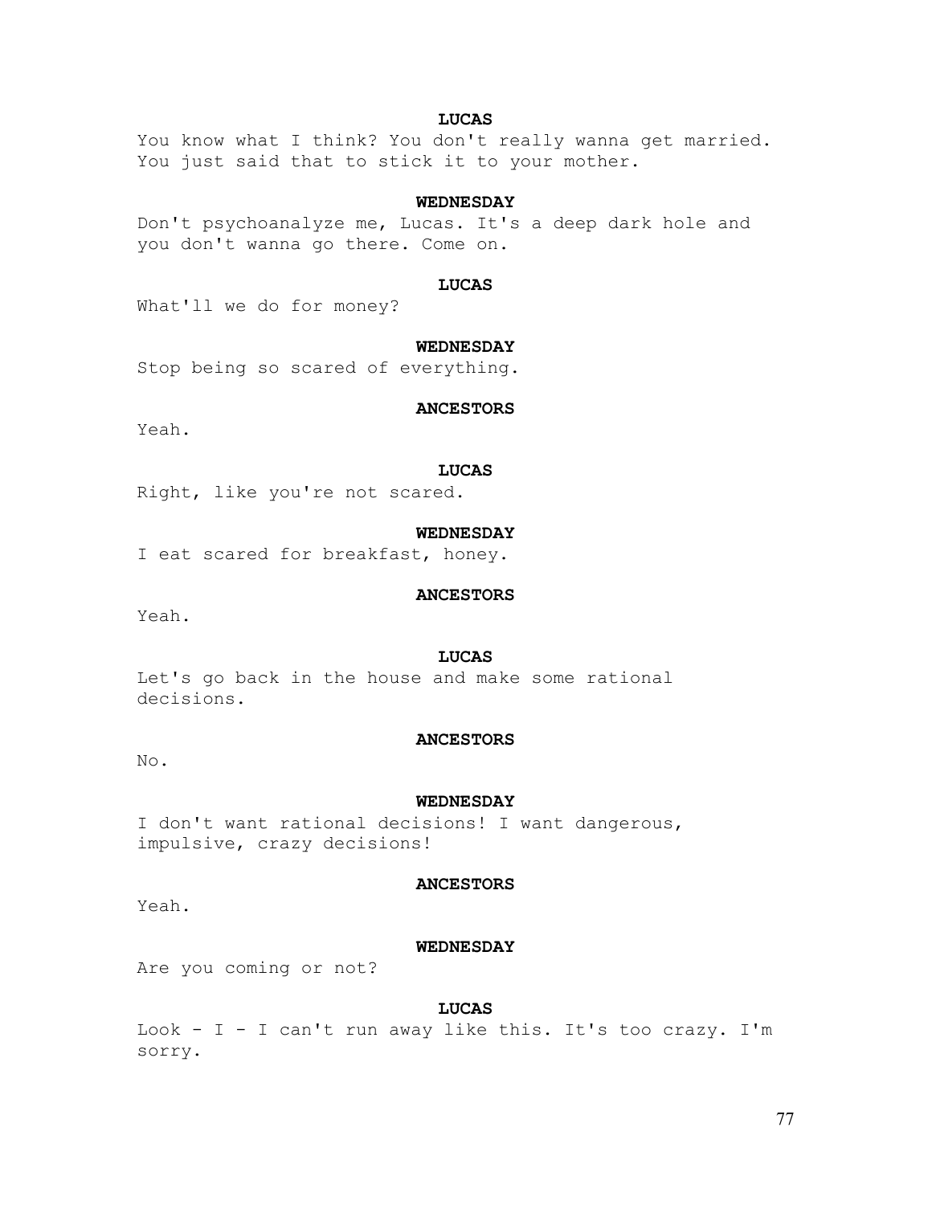**LUCAS**

You know what I think? You don't really wanna get married. You just said that to stick it to your mother.

**WEDNESDAY**

Don't psychoanalyze me, Lucas. It's a deep dark hole and you don't wanna go there. Come on.

**LUCAS**

What'll we do for money?

**WEDNESDAY**

Stop being so scared of everything.

**ANCESTORS**

Yeah.

**LUCAS**

Right, like you're not scared.

**WEDNESDAY**

I eat scared for breakfast, honey.

**ANCESTORS**

Yeah.

**LUCAS**

Let's go back in the house and make some rational decisions.

**ANCESTORS**

No.

**WEDNESDAY**

I don't want rational decisions! I want dangerous, impulsive, crazy decisions!

**ANCESTORS**

Yeah.

**WEDNESDAY**

Are you coming or not?

**LUCAS**

Look - I - I can't run away like this. It's too crazy. I'm sorry.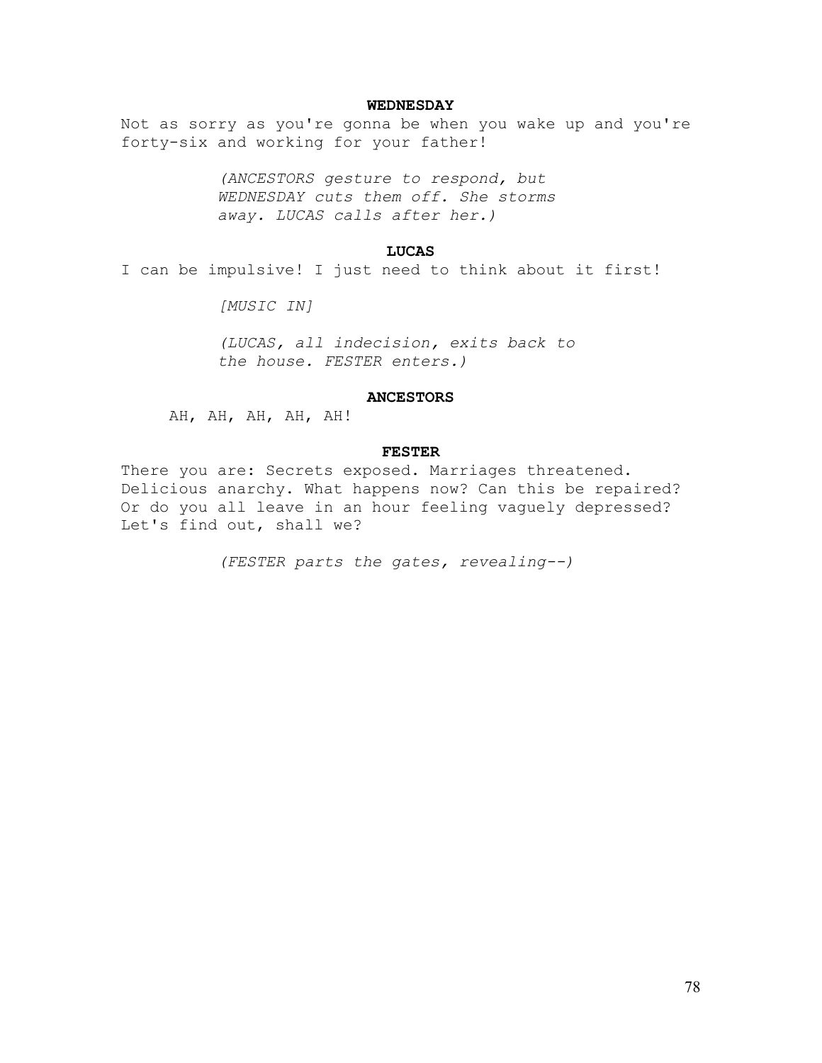**WEDNESDAY**

Not as sorry as you're gonna be when you wake up and you're forty-six and working for your father!

*(ANCESTORS gesture to respond, but WEDNESDAY cuts them off. She storms away. LUCAS calls after her.)*

**LUCAS**

I can be impulsive! I just need to think about it first!

*[MUSIC IN]*

*(LUCAS, all indecision, exits back to the house. FESTER enters.)*

**ANCESTORS**

AH, AH, AH, AH, AH!

**FESTER**

There you are: Secrets exposed. Marriages threatened. Delicious anarchy. What happens now? Can this be repaired? Or do you all leave in an hour feeling vaguely depressed? Let's find out, shall we?

*(FESTER parts the gates, revealing--)*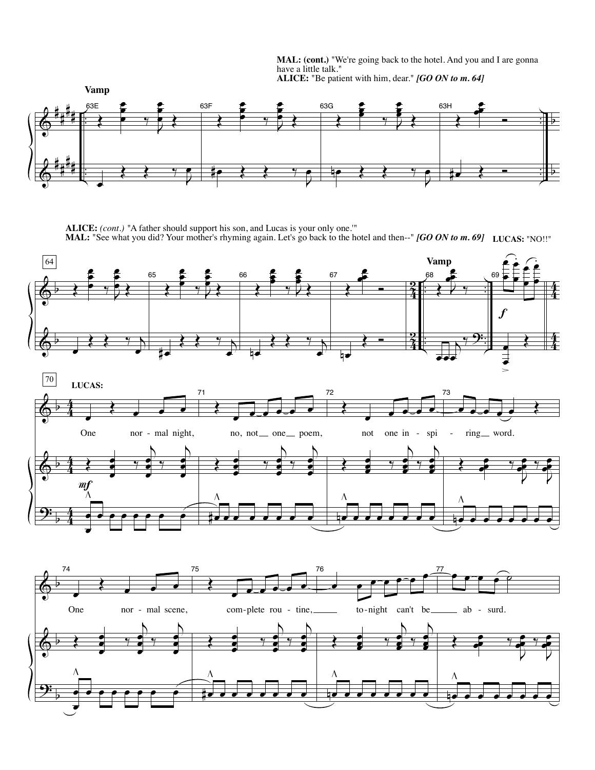**MAL: (cont.)** "We're going back to the hotel. And you and I are gonna have a little talk."
**ALICE:** "Be patient with him, dear." ***[GO ON to m. 64]***

Vamp

63E 63F 63G 63H

**ALICE:** *(cont.)* "A father should support his son, and Lucas is your only one.'"
**MAL:** "See what you did? Your mother's rhyming again. Let's go back to the hotel and then--" ***[GO ON to m. 69]*** **LUCAS:** "NO!!"

64 65 66 67

Vamp

68 69

*f*

70

**LUCAS:**

One nor - mal night, no, not one poem, not one in - spi - ring word.

*mf*

71 72 73

74

One nor - mal scene, com - plete rou - tine, to - night can't be ab - surd.

75 76 77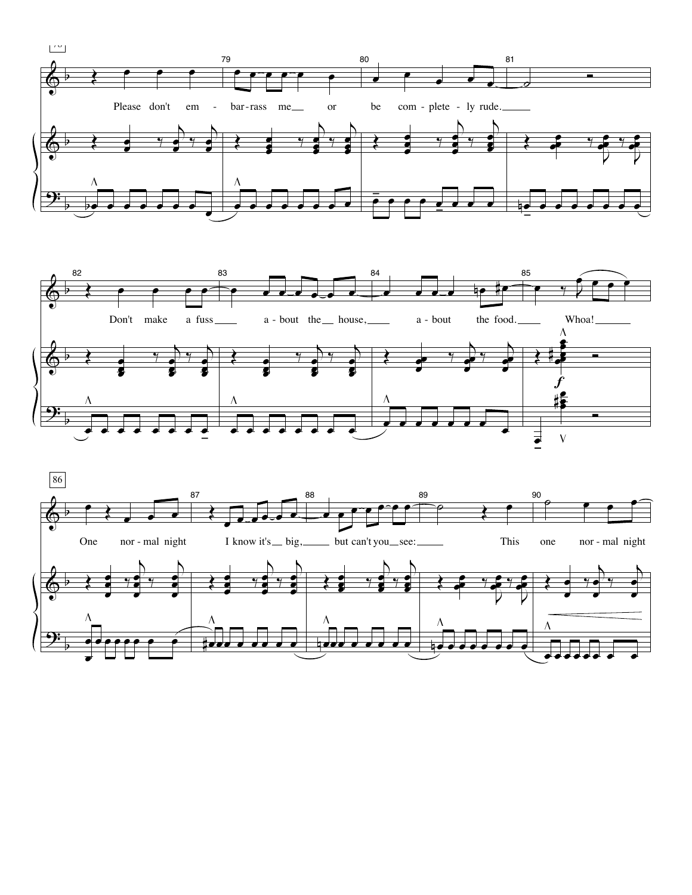Please don't em - bar-rass me or be com - plete - ly rude.

Don't make a fuss a - bout the house, a - bout the food. Whoa!

One nor - mal night I know it's big, but can't you see: This one nor - mal night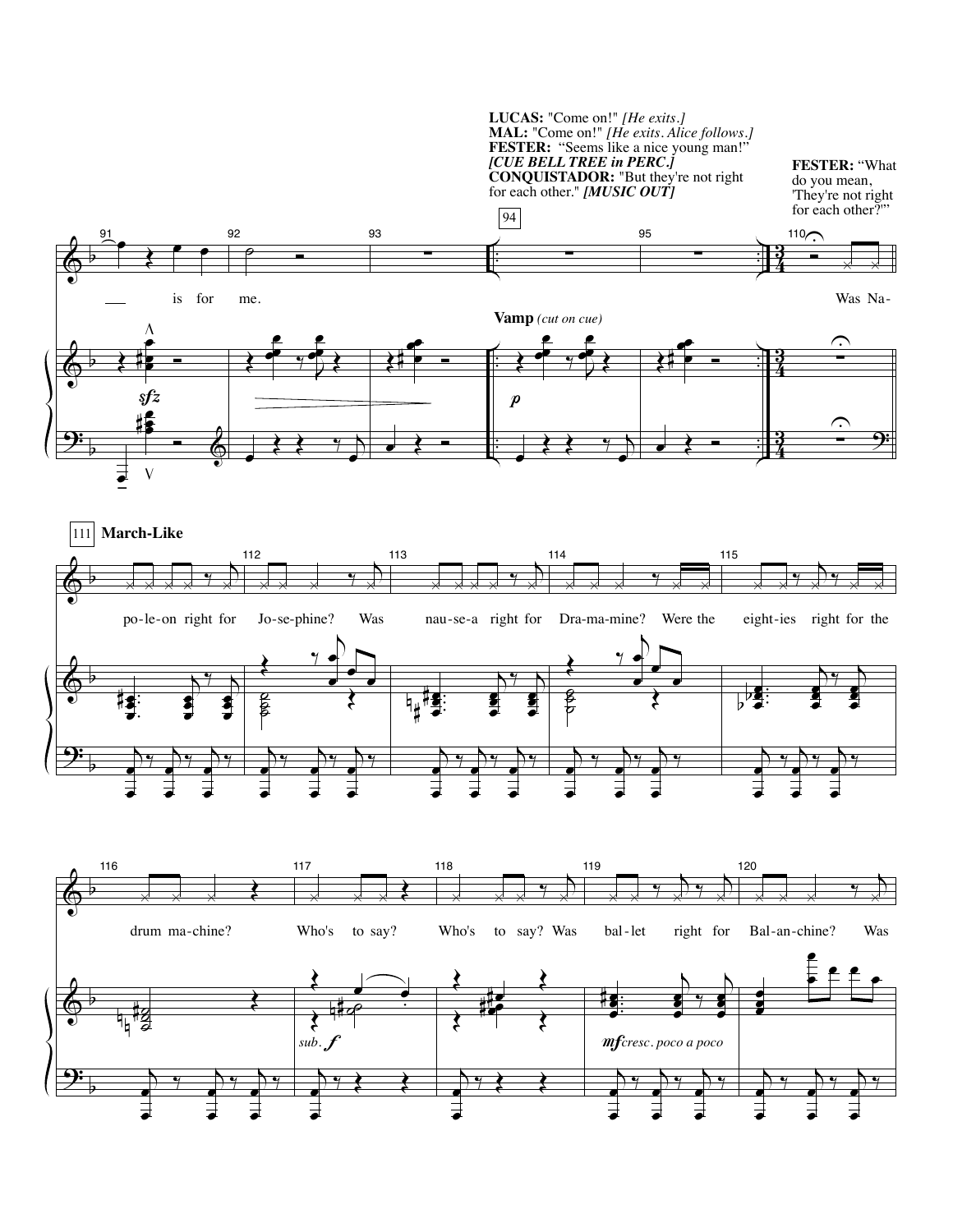**LUCAS:** "Come on!" *[He exits.]*
**MAL:** "Come on!" *[He exits. Alice follows.]*
**FESTER:** "Seems like a nice young man!"
***[CUE BELL TREE in PERC.]***
**CONQUISTADOR:** "But they're not right for each other." ***[MUSIC OUT]***

**FESTER:** "What do you mean, 'They're not right for each other?'"

91 92 93 94 95 110

— is for me.

**Vamp** *(cut on cue)*

*sfz* *p*

Was Na-

111 **March-Like**

112 113 114 115

po-le-on right for Jo-se-phine? Was nau-se-a right for Dra-ma-mine? Were the eight-ies right for the

116 117 118 119 120

drum ma-chine? Who's to say? Who's to say? Was bal-let right for Bal-an-chine? Was

*sub.* ***f*** ***mf*** *cresc. poco a poco*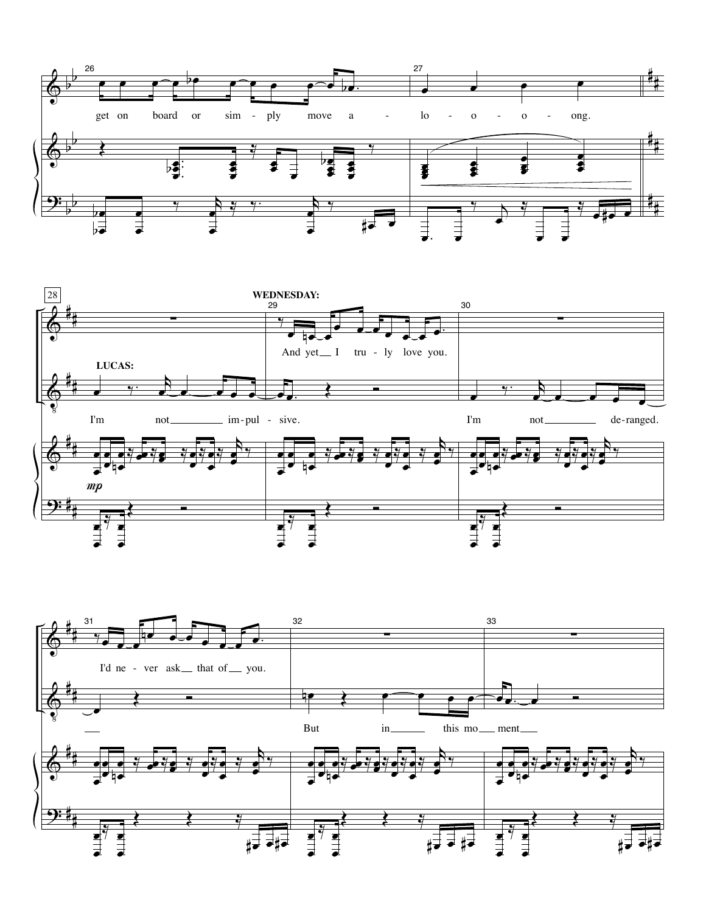26

get on board or sim - ply move a - lo - o - o - ong.

27

28

**WEDNESDAY:**

29

And yet I tru - ly love you.

30

**LUCAS:**

I'm not im - pul - sive. I'm not de - ranged.

*mp*

31

I'd ne - ver ask that of you.

32

33

But in this mo - ment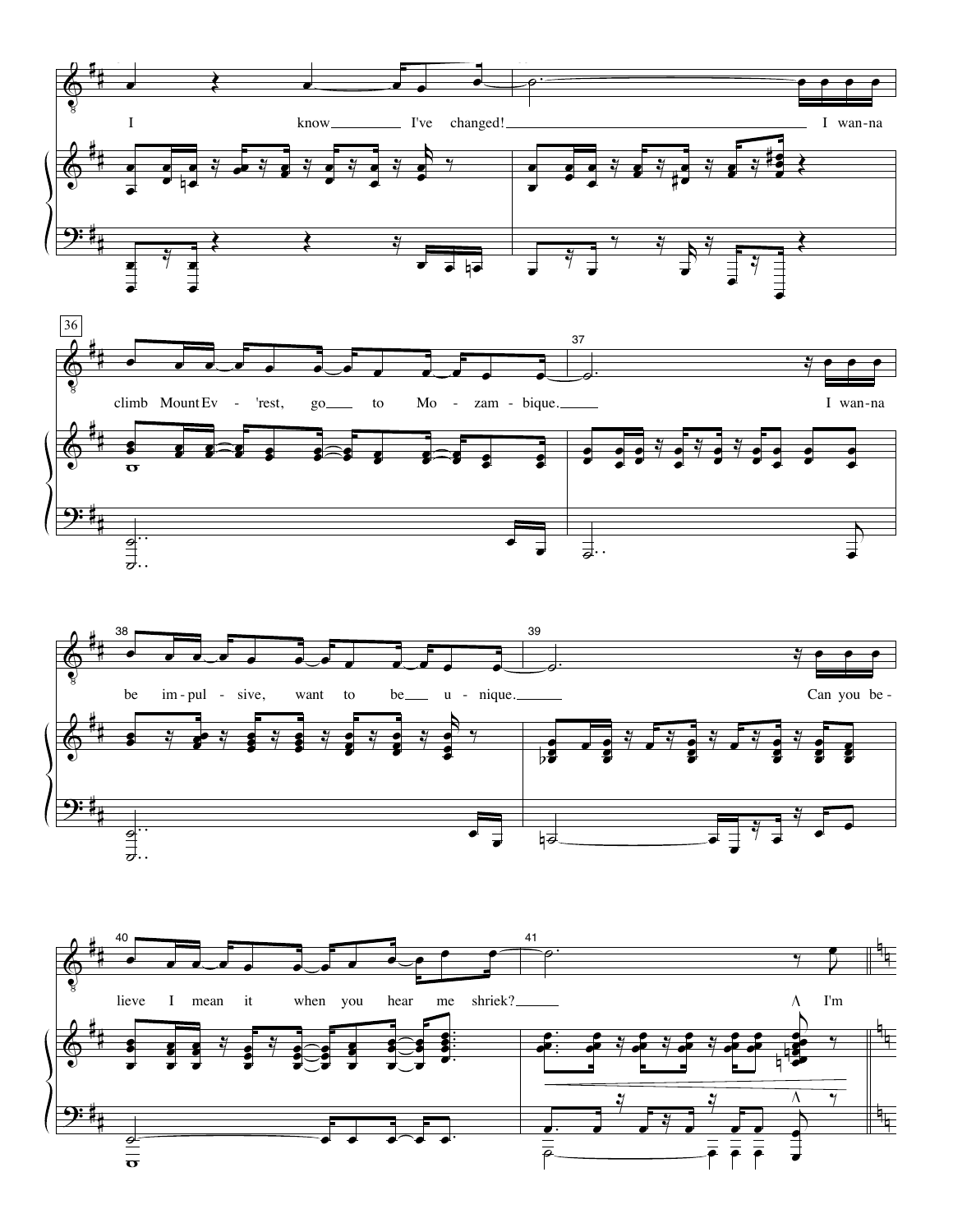I know I've changed! I wan-na

36

climb Mount Ev - 'rest, go to Mo - zam - bique. I wan-na

be im-pul - sive, want to be u - nique. Can you be -

lieve I mean it when you hear me shriek? I'm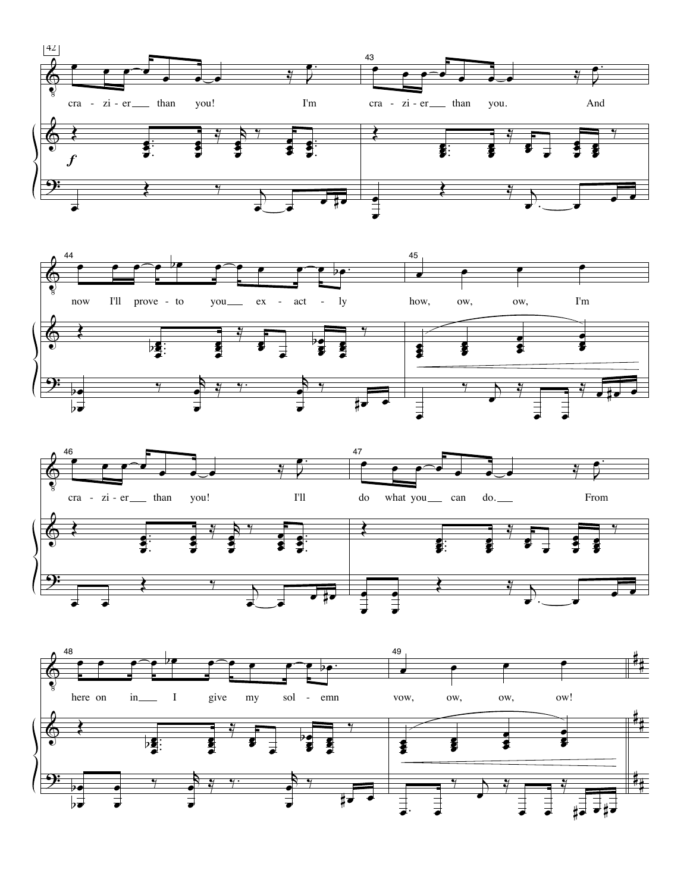42 cra - zi - er than you! I'm

43 cra - zi - er than you. And

44 now I'll prove - to you ex - act - ly

45 how, ow, ow, I'm

46 cra - zi - er than you! I'll

47 do what you can do. From

48 here on in I give my sol - emn

49 vow, ow, ow, ow!